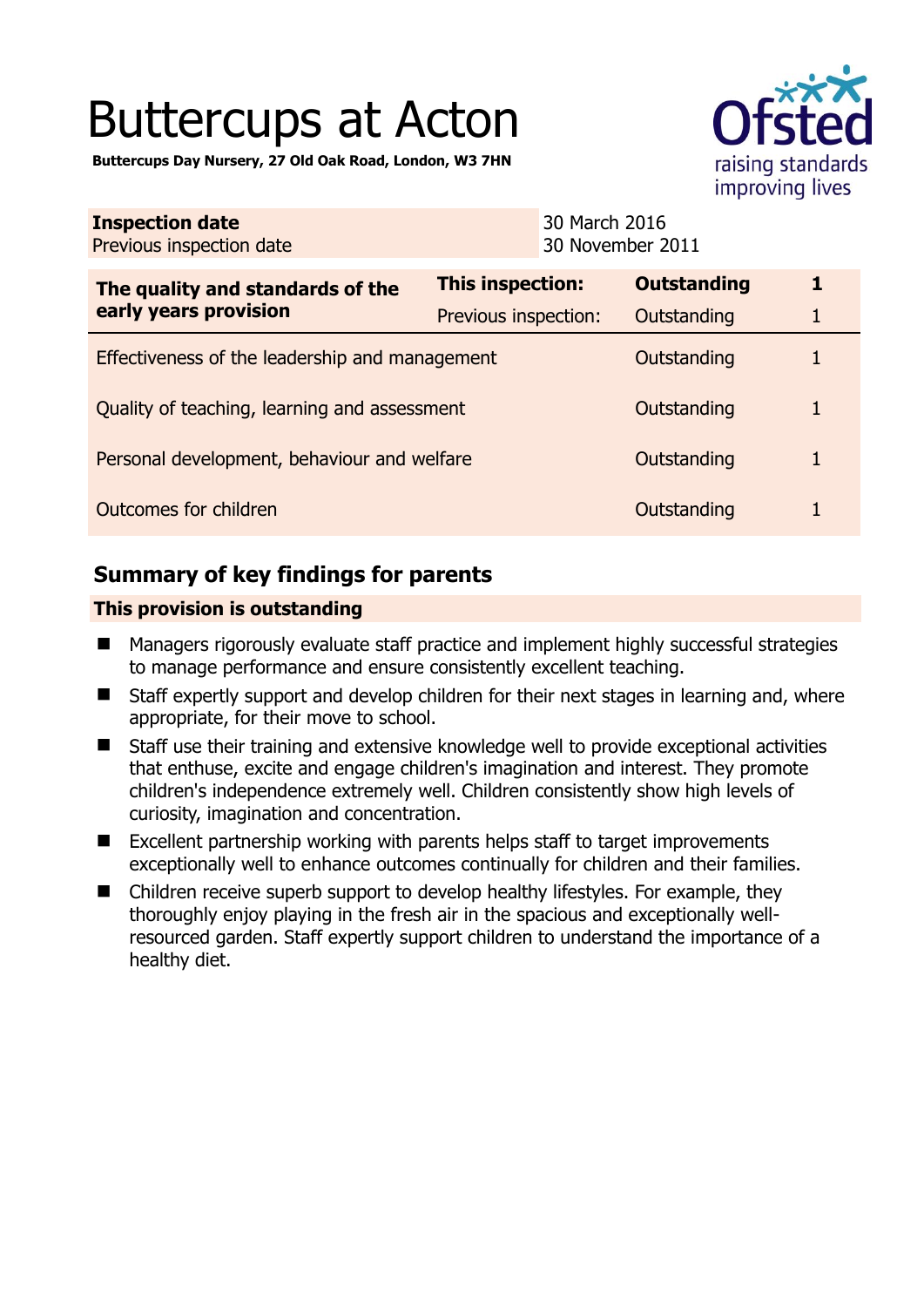# Buttercups at Acton

**Buttercups Day Nursery, 27 Old Oak Road, London, W3 7HN**

| | |
|---|---|
| **Inspection date** | 30 March 2016 |
| Previous inspection date | 30 November 2011 |

| The quality and standards of the early years provision | | | |
|---|---|---|---|
| | **This inspection:** | **Outstanding** | **1** |
| | Previous inspection: | Outstanding | 1 |
| Effectiveness of the leadership and management | | Outstanding | 1 |
| Quality of teaching, learning and assessment | | Outstanding | 1 |
| Personal development, behaviour and welfare | | Outstanding | 1 |
| Outcomes for children | | Outstanding | 1 |

## Summary of key findings for parents

**This provision is outstanding**

- Managers rigorously evaluate staff practice and implement highly successful strategies to manage performance and ensure consistently excellent teaching.
- Staff expertly support and develop children for their next stages in learning and, where appropriate, for their move to school.
- Staff use their training and extensive knowledge well to provide exceptional activities that enthuse, excite and engage children's imagination and interest. They promote children's independence extremely well. Children consistently show high levels of curiosity, imagination and concentration.
- Excellent partnership working with parents helps staff to target improvements exceptionally well to enhance outcomes continually for children and their families.
- Children receive superb support to develop healthy lifestyles. For example, they thoroughly enjoy playing in the fresh air in the spacious and exceptionally well-resourced garden. Staff expertly support children to understand the importance of a healthy diet.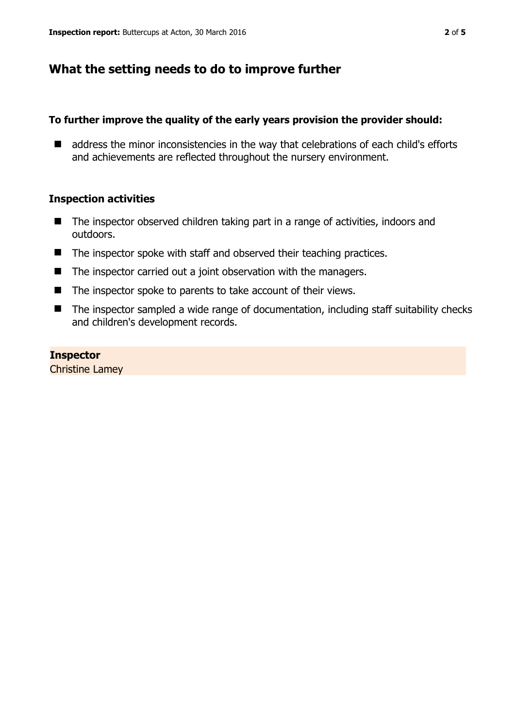## What the setting needs to do to improve further

**To further improve the quality of the early years provision the provider should:**

- address the minor inconsistencies in the way that celebrations of each child's efforts and achievements are reflected throughout the nursery environment.

### Inspection activities

- The inspector observed children taking part in a range of activities, indoors and outdoors.
- The inspector spoke with staff and observed their teaching practices.
- The inspector carried out a joint observation with the managers.
- The inspector spoke to parents to take account of their views.
- The inspector sampled a wide range of documentation, including staff suitability checks and children's development records.

**Inspector**
Christine Lamey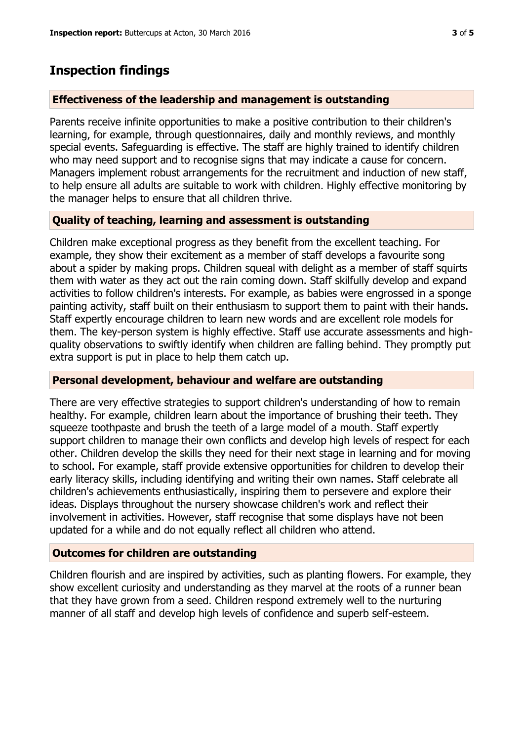## Inspection findings

### Effectiveness of the leadership and management is outstanding

Parents receive infinite opportunities to make a positive contribution to their children's learning, for example, through questionnaires, daily and monthly reviews, and monthly special events. Safeguarding is effective. The staff are highly trained to identify children who may need support and to recognise signs that may indicate a cause for concern. Managers implement robust arrangements for the recruitment and induction of new staff, to help ensure all adults are suitable to work with children. Highly effective monitoring by the manager helps to ensure that all children thrive.

### Quality of teaching, learning and assessment is outstanding

Children make exceptional progress as they benefit from the excellent teaching. For example, they show their excitement as a member of staff develops a favourite song about a spider by making props. Children squeal with delight as a member of staff squirts them with water as they act out the rain coming down. Staff skilfully develop and expand activities to follow children's interests. For example, as babies were engrossed in a sponge painting activity, staff built on their enthusiasm to support them to paint with their hands. Staff expertly encourage children to learn new words and are excellent role models for them. The key-person system is highly effective. Staff use accurate assessments and high-quality observations to swiftly identify when children are falling behind. They promptly put extra support is put in place to help them catch up.

### Personal development, behaviour and welfare are outstanding

There are very effective strategies to support children's understanding of how to remain healthy. For example, children learn about the importance of brushing their teeth. They squeeze toothpaste and brush the teeth of a large model of a mouth. Staff expertly support children to manage their own conflicts and develop high levels of respect for each other. Children develop the skills they need for their next stage in learning and for moving to school. For example, staff provide extensive opportunities for children to develop their early literacy skills, including identifying and writing their own names. Staff celebrate all children's achievements enthusiastically, inspiring them to persevere and explore their ideas. Displays throughout the nursery showcase children's work and reflect their involvement in activities. However, staff recognise that some displays have not been updated for a while and do not equally reflect all children who attend.

### Outcomes for children are outstanding

Children flourish and are inspired by activities, such as planting flowers. For example, they show excellent curiosity and understanding as they marvel at the roots of a runner bean that they have grown from a seed. Children respond extremely well to the nurturing manner of all staff and develop high levels of confidence and superb self-esteem.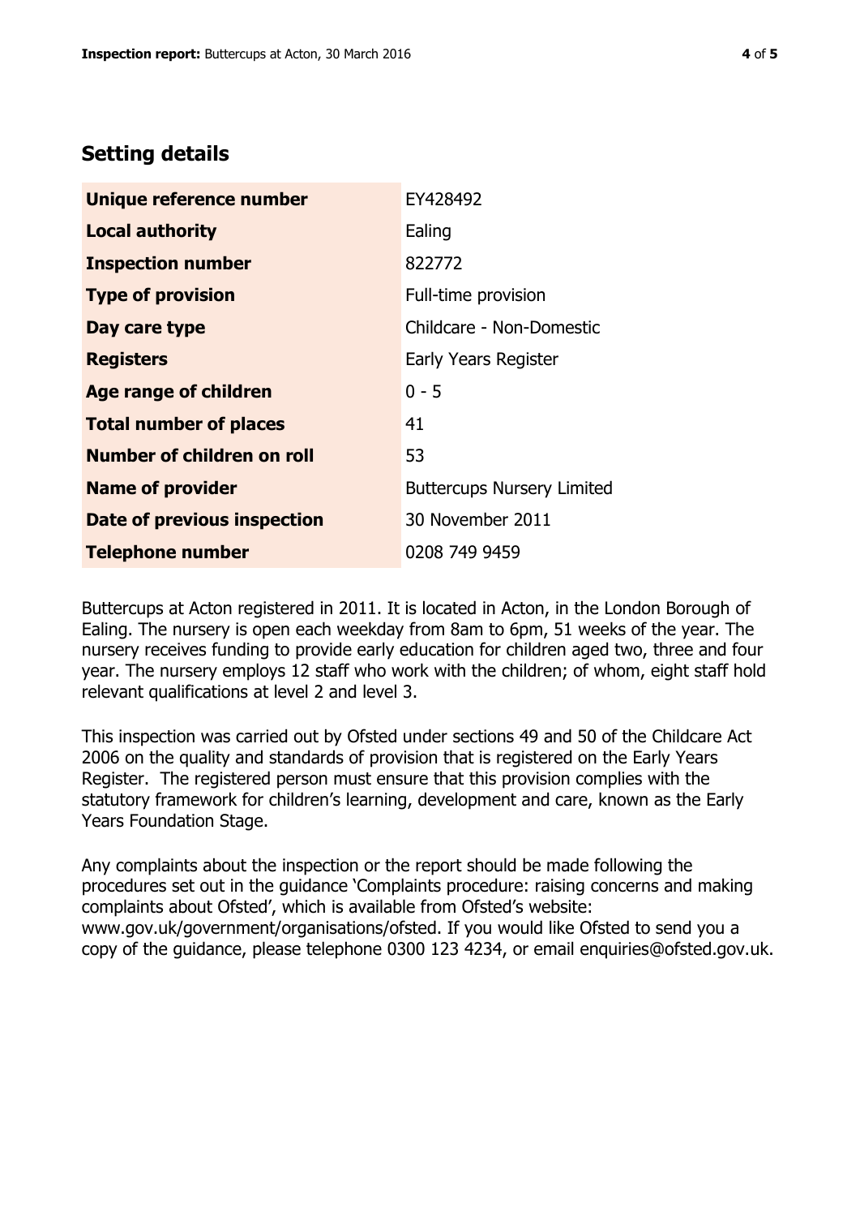## Setting details

| | |
|---|---|
| **Unique reference number** | EY428492 |
| **Local authority** | Ealing |
| **Inspection number** | 822772 |
| **Type of provision** | Full-time provision |
| **Day care type** | Childcare - Non-Domestic |
| **Registers** | Early Years Register |
| **Age range of children** | 0 - 5 |
| **Total number of places** | 41 |
| **Number of children on roll** | 53 |
| **Name of provider** | Buttercups Nursery Limited |
| **Date of previous inspection** | 30 November 2011 |
| **Telephone number** | 0208 749 9459 |

Buttercups at Acton registered in 2011. It is located in Acton, in the London Borough of Ealing. The nursery is open each weekday from 8am to 6pm, 51 weeks of the year. The nursery receives funding to provide early education for children aged two, three and four year. The nursery employs 12 staff who work with the children; of whom, eight staff hold relevant qualifications at level 2 and level 3.

This inspection was carried out by Ofsted under sections 49 and 50 of the Childcare Act 2006 on the quality and standards of provision that is registered on the Early Years Register. The registered person must ensure that this provision complies with the statutory framework for children's learning, development and care, known as the Early Years Foundation Stage.

Any complaints about the inspection or the report should be made following the procedures set out in the guidance 'Complaints procedure: raising concerns and making complaints about Ofsted', which is available from Ofsted's website: www.gov.uk/government/organisations/ofsted. If you would like Ofsted to send you a copy of the guidance, please telephone 0300 123 4234, or email enquiries@ofsted.gov.uk.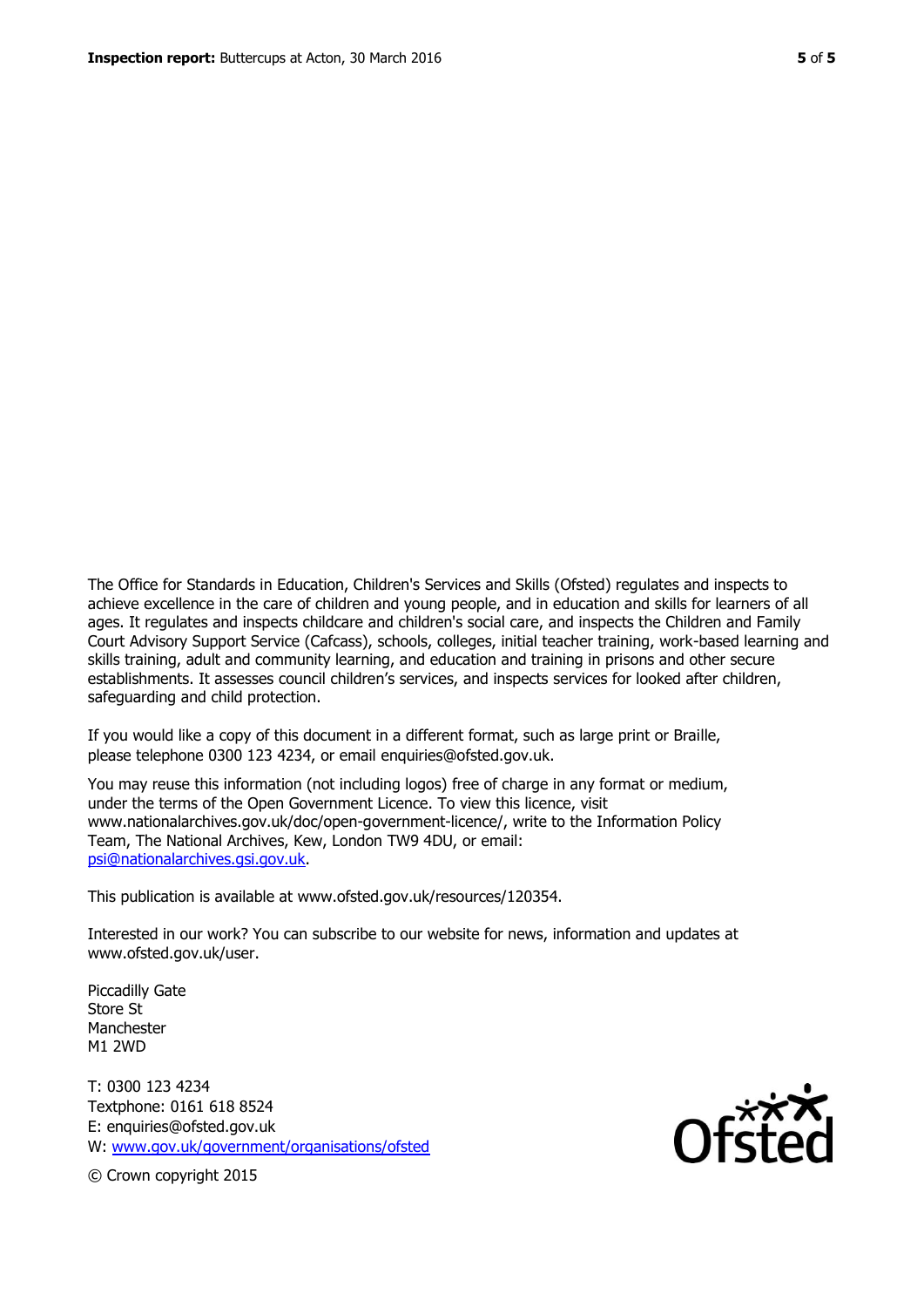The Office for Standards in Education, Children's Services and Skills (Ofsted) regulates and inspects to achieve excellence in the care of children and young people, and in education and skills for learners of all ages. It regulates and inspects childcare and children's social care, and inspects the Children and Family Court Advisory Support Service (Cafcass), schools, colleges, initial teacher training, work-based learning and skills training, adult and community learning, and education and training in prisons and other secure establishments. It assesses council children's services, and inspects services for looked after children, safeguarding and child protection.

If you would like a copy of this document in a different format, such as large print or Braille, please telephone 0300 123 4234, or email enquiries@ofsted.gov.uk.

You may reuse this information (not including logos) free of charge in any format or medium, under the terms of the Open Government Licence. To view this licence, visit www.nationalarchives.gov.uk/doc/open-government-licence/, write to the Information Policy Team, The National Archives, Kew, London TW9 4DU, or email: psi@nationalarchives.gsi.gov.uk.

This publication is available at www.ofsted.gov.uk/resources/120354.

Interested in our work? You can subscribe to our website for news, information and updates at www.ofsted.gov.uk/user.

Piccadilly Gate
Store St
Manchester
M1 2WD

T: 0300 123 4234
Textphone: 0161 618 8524
E: enquiries@ofsted.gov.uk
W: www.gov.uk/government/organisations/ofsted

© Crown copyright 2015